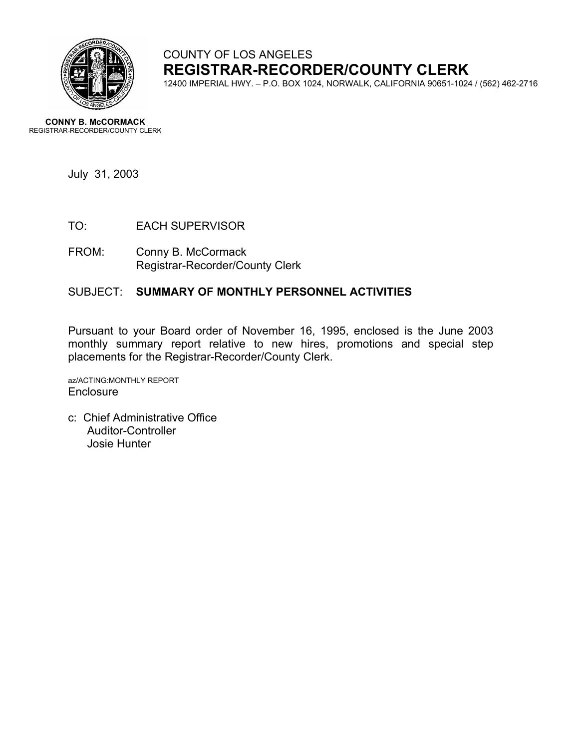COUNTY OF LOS ANGELES

# REGISTRAR-RECORDER/COUNTY CLERK

12400 IMPERIAL HWY. – P.O. BOX 1024, NORWALK, CALIFORNIA 90651-1024 / (562) 462-2716

**CONNY B. McCORMACK**
REGISTRAR-RECORDER/COUNTY CLERK

July 31, 2003

TO: EACH SUPERVISOR

FROM: Conny B. McCormack
Registrar-Recorder/County Clerk

SUBJECT: **SUMMARY OF MONTHLY PERSONNEL ACTIVITIES**

Pursuant to your Board order of November 16, 1995, enclosed is the June 2003 monthly summary report relative to new hires, promotions and special step placements for the Registrar-Recorder/County Clerk.

az/ACTING:MONTHLY REPORT
Enclosure

c: Chief Administrative Office
Auditor-Controller
Josie Hunter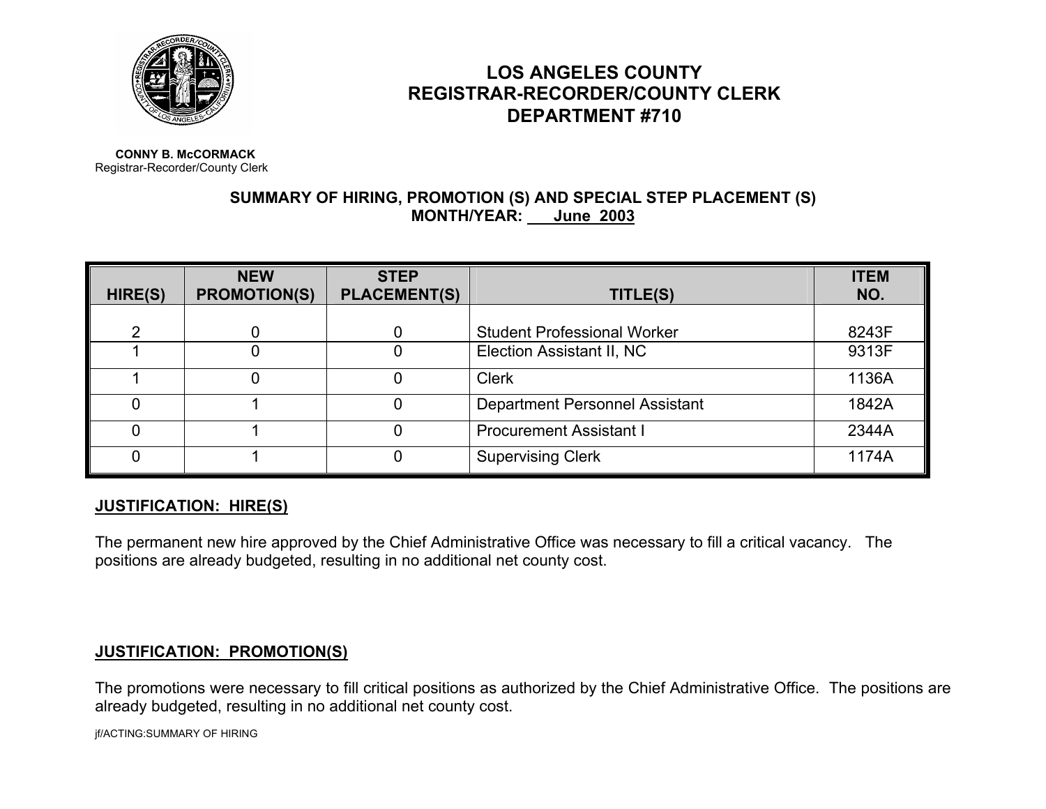# LOS ANGELES COUNTY
# REGISTRAR-RECORDER/COUNTY CLERK
# DEPARTMENT #710

**CONNY B. McCORMACK**
Registrar-Recorder/County Clerk

**SUMMARY OF HIRING, PROMOTION (S) AND SPECIAL STEP PLACEMENT (S)**
**MONTH/YEAR: June 2003**

| HIRE(S) | NEW PROMOTION(S) | STEP PLACEMENT(S) | TITLE(S) | ITEM NO. |
|---|---|---|---|---|
| 2 | 0 | 0 | Student Professional Worker | 8243F |
| 1 | 0 | 0 | Election Assistant II, NC | 9313F |
| 1 | 0 | 0 | Clerk | 1136A |
| 0 | 1 | 0 | Department Personnel Assistant | 1842A |
| 0 | 1 | 0 | Procurement Assistant I | 2344A |
| 0 | 1 | 0 | Supervising Clerk | 1174A |

**JUSTIFICATION: HIRE(S)**

The permanent new hire approved by the Chief Administrative Office was necessary to fill a critical vacancy. The positions are already budgeted, resulting in no additional net county cost.

**JUSTIFICATION: PROMOTION(S)**

The promotions were necessary to fill critical positions as authorized by the Chief Administrative Office. The positions are already budgeted, resulting in no additional net county cost.

jf/ACTING:SUMMARY OF HIRING